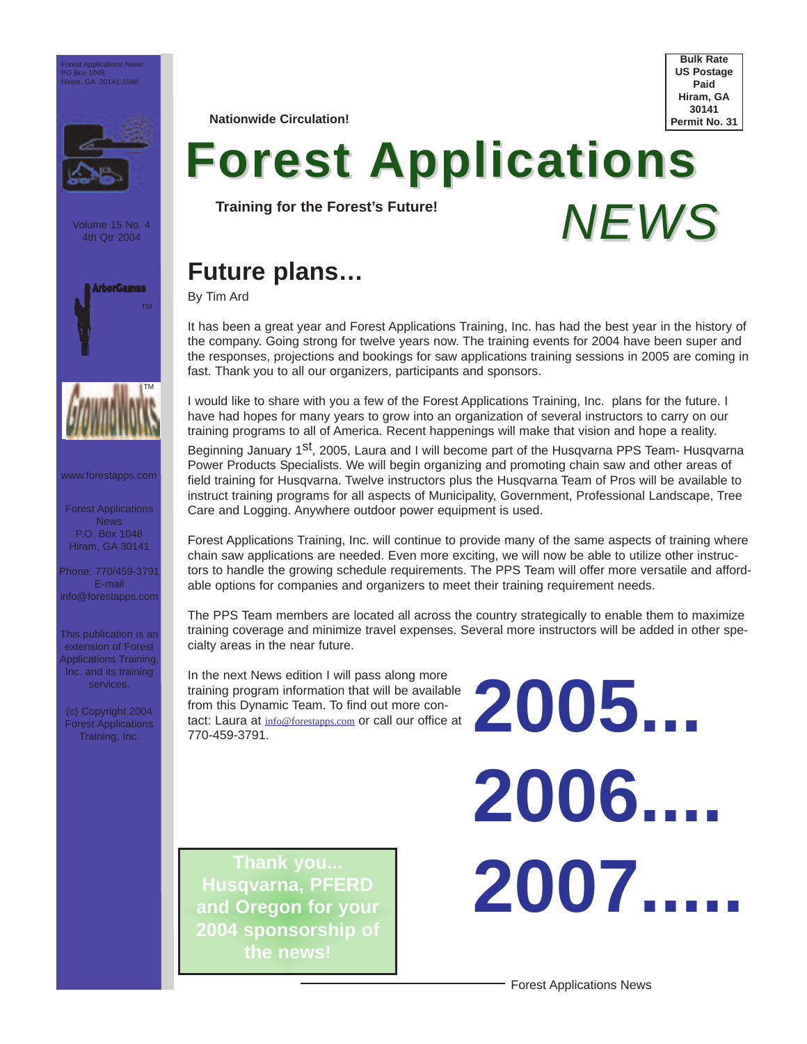Forest Applications News
PO Box 1048
Hiram, GA 30141-1048

Volume 15 No. 4
4th Qtr 2004

www.forestapps.com

Forest Applications News
P.O. Box 1048
Hiram, GA 30141

Phone: 770/459-3791
E-mail
info@forestapps.com

This publication is an extension of Forest Applications Training, Inc. and its training services.

(c) Copyright 2004 Forest Applications Training, Inc.

**Bulk Rate**
**US Postage**
**Paid**
**Hiram, GA**
**30141**
**Permit No. 31**

**Nationwide Circulation!**

# Forest Applications *NEWS*

**Training for the Forest's Future!**

## Future plans…

By Tim Ard

It has been a great year and Forest Applications Training, Inc. has had the best year in the history of the company. Going strong for twelve years now. The training events for 2004 have been super and the responses, projections and bookings for saw applications training sessions in 2005 are coming in fast. Thank you to all our organizers, participants and sponsors.

I would like to share with you a few of the Forest Applications Training, Inc. plans for the future. I have had hopes for many years to grow into an organization of several instructors to carry on our training programs to all of America. Recent happenings will make that vision and hope a reality.

Beginning January 1st, 2005, Laura and I will become part of the Husqvarna PPS Team- Husqvarna Power Products Specialists. We will begin organizing and promoting chain saw and other areas of field training for Husqvarna. Twelve instructors plus the Husqvarna Team of Pros will be available to instruct training programs for all aspects of Municipality, Government, Professional Landscape, Tree Care and Logging. Anywhere outdoor power equipment is used.

Forest Applications Training, Inc. will continue to provide many of the same aspects of training where chain saw applications are needed. Even more exciting, we will now be able to utilize other instructors to handle the growing schedule requirements. The PPS Team will offer more versatile and affordable options for companies and organizers to meet their training requirement needs.

The PPS Team members are located all across the country strategically to enable them to maximize training coverage and minimize travel expenses. Several more instructors will be added in other specialty areas in the near future.

In the next News edition I will pass along more training program information that will be available from this Dynamic Team. To find out more contact: Laura at info@forestapps.com or call our office at 770-459-3791.

# 2005…
# 2006….
# 2007…..

**Thank you... Husqvarna, PFERD and Oregon for your 2004 sponsorship of the news!**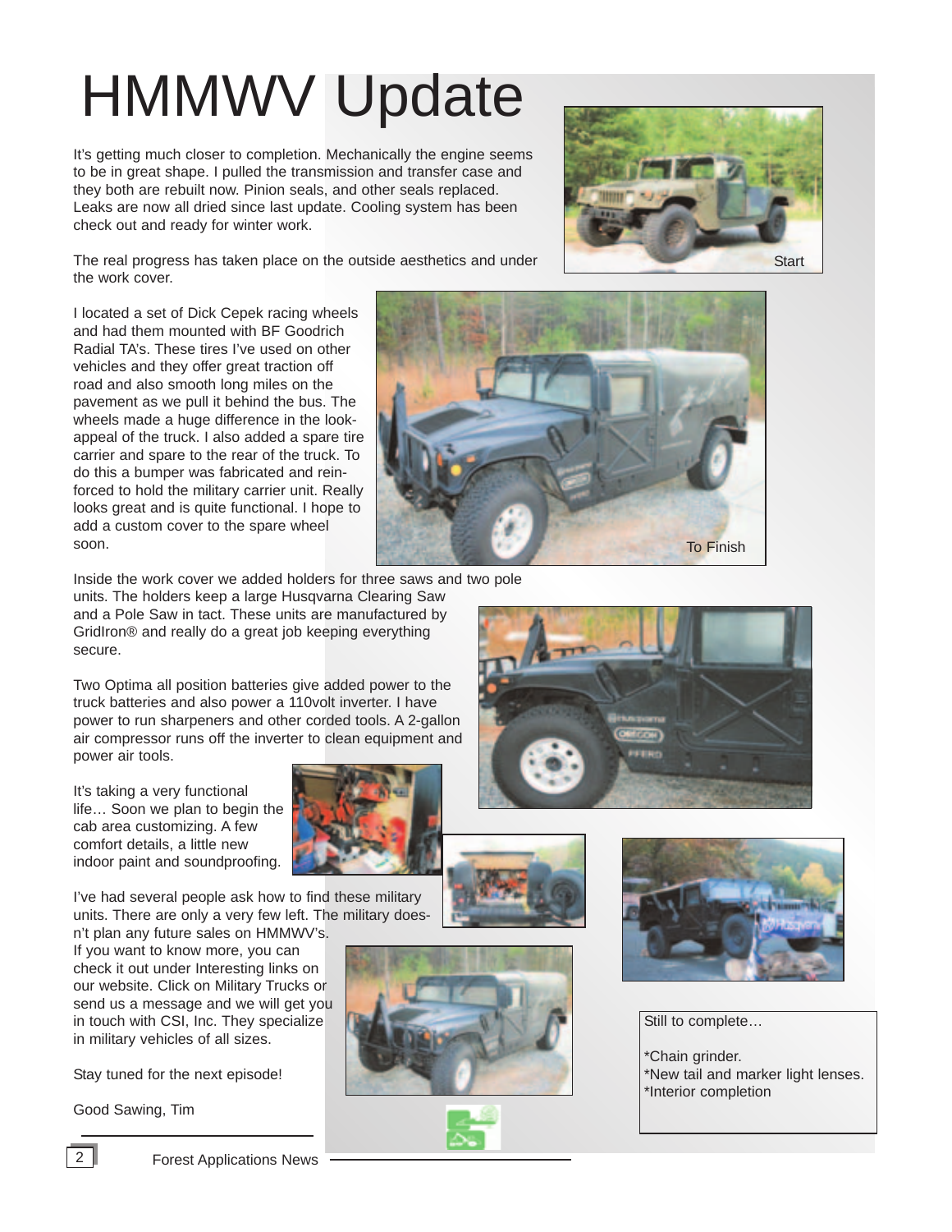# HMMWV Update

It's getting much closer to completion. Mechanically the engine seems to be in great shape. I pulled the transmission and transfer case and they both are rebuilt now. Pinion seals, and other seals replaced. Leaks are now all dried since last update. Cooling system has been check out and ready for winter work.

The real progress has taken place on the outside aesthetics and under the work cover.

Start

I located a set of Dick Cepek racing wheels and had them mounted with BF Goodrich Radial TA's. These tires I've used on other vehicles and they offer great traction off road and also smooth long miles on the pavement as we pull it behind the bus. The wheels made a huge difference in the look-appeal of the truck. I also added a spare tire carrier and spare to the rear of the truck. To do this a bumper was fabricated and rein-forced to hold the military carrier unit. Really looks great and is quite functional. I hope to add a custom cover to the spare wheel soon.

To Finish

Inside the work cover we added holders for three saws and two pole units. The holders keep a large Husqvarna Clearing Saw and a Pole Saw in tact. These units are manufactured by GridIron® and really do a great job keeping everything secure.

Two Optima all position batteries give added power to the truck batteries and also power a 110volt inverter. I have power to run sharpeners and other corded tools. A 2-gallon air compressor runs off the inverter to clean equipment and power air tools.

It's taking a very functional life… Soon we plan to begin the cab area customizing. A few comfort details, a little new indoor paint and soundproofing.

I've had several people ask how to find these military units. There are only a very few left. The military doesn't plan any future sales on HMMWV's. If you want to know more, you can check it out under Interesting links on our website. Click on Military Trucks or send us a message and we will get you in touch with CSI, Inc. They specialize in military vehicles of all sizes.

Stay tuned for the next episode!

Good Sawing, Tim

Still to complete…

*Chain grinder.
*New tail and marker light lenses.
*Interior completion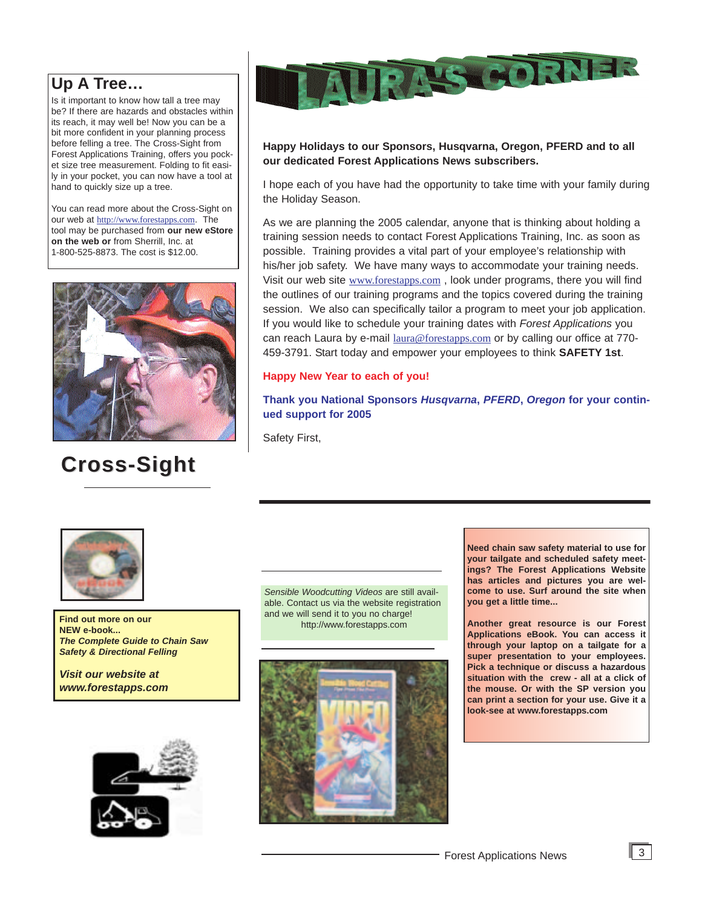## Up A Tree…

Is it important to know how tall a tree may be? If there are hazards and obstacles within its reach, it may well be! Now you can be a bit more confident in your planning process before felling a tree. The Cross-Sight from Forest Applications Training, offers you pocket size tree measurement. Folding to fit easily in your pocket, you can now have a tool at hand to quickly size up a tree.

You can read more about the Cross-Sight on our web at http://www.forestapps.com. The tool may be purchased from **our new eStore on the web or** from Sherrill, Inc. at 1-800-525-8873. The cost is $12.00.

## Cross-Sight

# LAURA'S CORNER

**Happy Holidays to our Sponsors, Husqvarna, Oregon, PFERD and to all our dedicated Forest Applications News subscribers.**

I hope each of you have had the opportunity to take time with your family during the Holiday Season.

As we are planning the 2005 calendar, anyone that is thinking about holding a training session needs to contact Forest Applications Training, Inc. as soon as possible. Training provides a vital part of your employee's relationship with his/her job safety. We have many ways to accommodate your training needs. Visit our web site www.forestapps.com , look under programs, there you will find the outlines of our training programs and the topics covered during the training session. We also can specifically tailor a program to meet your job application. If you would like to schedule your training dates with *Forest Applications* you can reach Laura by e-mail laura@forestapps.com or by calling our office at 770-459-3791. Start today and empower your employees to think **SAFETY 1st**.

**Happy New Year to each of you!**

**Thank you National Sponsors *Husqvarna*, *PFERD*, *Oregon* for your continued support for 2005**

Safety First,

**Find out more on our NEW e-book...**
***The Complete Guide to Chain Saw Safety & Directional Felling***

***Visit our website at www.forestapps.com***

*Sensible Woodcutting Videos* are still available. Contact us via the website registration and we will send it to you no charge!
http://www.forestapps.com

**Need chain saw safety material to use for your tailgate and scheduled safety meetings? The Forest Applications Website has articles and pictures you are welcome to use. Surf around the site when you get a little time...**

**Another great resource is our Forest Applications eBook. You can access it through your laptop on a tailgate for a super presentation to your employees. Pick a technique or discuss a hazardous situation with the crew - all at a click of the mouse. Or with the SP version you can print a section for your use. Give it a look-see at www.forestapps.com**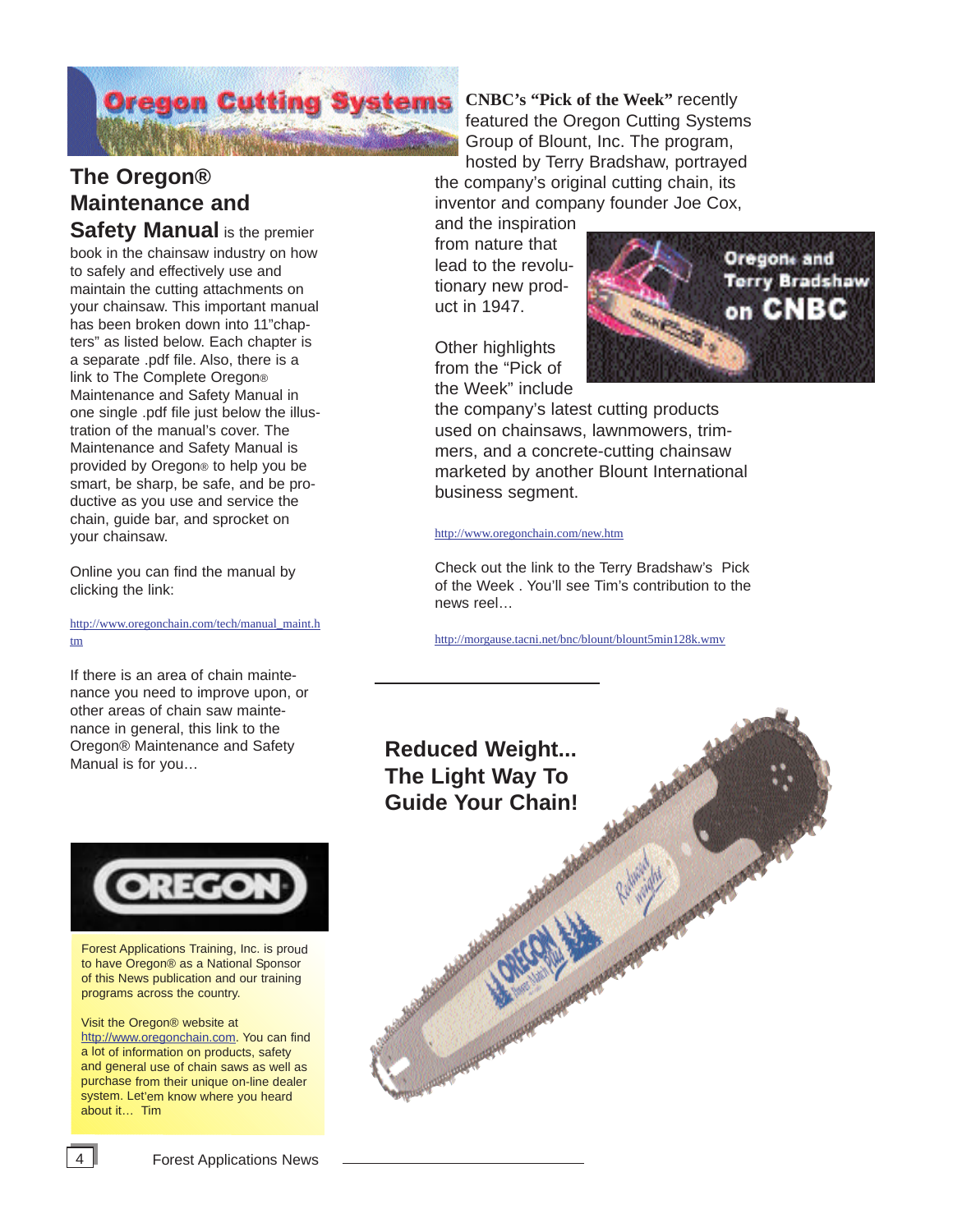## Oregon Cutting Systems

**The Oregon® Maintenance and Safety Manual** is the premier book in the chainsaw industry on how to safely and effectively use and maintain the cutting attachments on your chainsaw. This important manual has been broken down into 11"chapters" as listed below. Each chapter is a separate .pdf file. Also, there is a link to The Complete Oregon® Maintenance and Safety Manual in one single .pdf file just below the illustration of the manual's cover. The Maintenance and Safety Manual is provided by Oregon® to help you be smart, be sharp, be safe, and be productive as you use and service the chain, guide bar, and sprocket on your chainsaw.

Online you can find the manual by clicking the link:

http://www.oregonchain.com/tech/manual_maint.htm

If there is an area of chain maintenance you need to improve upon, or other areas of chain saw maintenance in general, this link to the Oregon® Maintenance and Safety Manual is for you…

**CNBC's "Pick of the Week"** recently featured the Oregon Cutting Systems Group of Blount, Inc. The program, hosted by Terry Bradshaw, portrayed the company's original cutting chain, its inventor and company founder Joe Cox, and the inspiration from nature that lead to the revolutionary new product in 1947.

**Oregon® and Terry Bradshaw on CNBC**

Other highlights from the "Pick of the Week" include the company's latest cutting products used on chainsaws, lawnmowers, trimmers, and a concrete-cutting chainsaw marketed by another Blount International business segment.

http://www.oregonchain.com/new.htm

Check out the link to the Terry Bradshaw's Pick of the Week . You'll see Tim's contribution to the news reel…

http://morgause.tacni.net/bnc/blount/blount5min128k.wmv

**Reduced Weight... The Light Way To Guide Your Chain!**

**OREGON**

Forest Applications Training, Inc. is proud to have Oregon® as a National Sponsor of this News publication and our training programs across the country.

Visit the Oregon® website at http://www.oregonchain.com. You can find a lot of information on products, safety and general use of chain saws as well as purchase from their unique on-line dealer system. Let'em know where you heard about it… Tim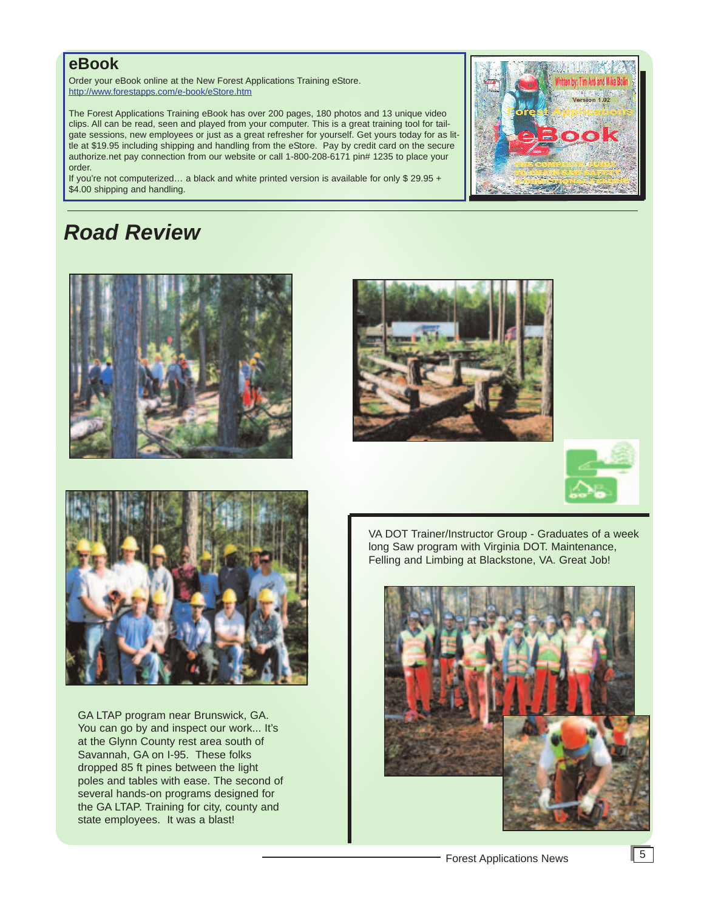## eBook

Order your eBook online at the New Forest Applications Training eStore.
http://www.forestapps.com/e-book/eStore.htm

The Forest Applications Training eBook has over 200 pages, 180 photos and 13 unique video clips. All can be read, seen and played from your computer. This is a great training tool for tail-gate sessions, new employees or just as a great refresher for yourself. Get yours today for as little at $19.95 including shipping and handling from the eStore. Pay by credit card on the secure authorize.net pay connection from our website or call 1-800-208-6171 pin# 1235 to place your order.
If you're not computerized… a black and white printed version is available for only $ 29.95 + $4.00 shipping and handling.

# *Road Review*

GA LTAP program near Brunswick, GA. You can go by and inspect our work... It's at the Glynn County rest area south of Savannah, GA on I-95. These folks dropped 85 ft pines between the light poles and tables with ease. The second of several hands-on programs designed for the GA LTAP. Training for city, county and state employees. It was a blast!

VA DOT Trainer/Instructor Group - Graduates of a week long Saw program with Virginia DOT. Maintenance, Felling and Limbing at Blackstone, VA. Great Job!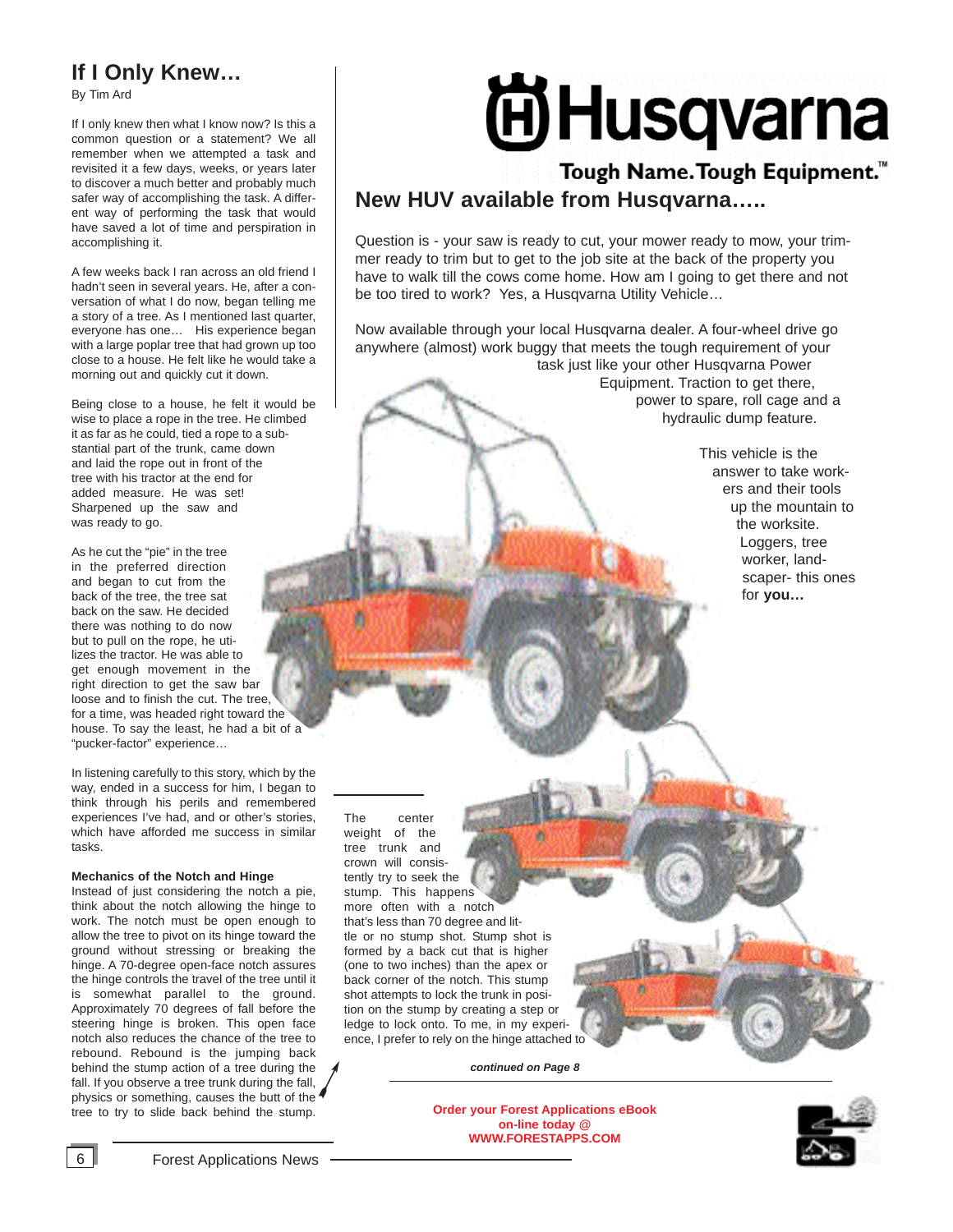## If I Only Knew…

By Tim Ard

If I only knew then what I know now? Is this a common question or a statement? We all remember when we attempted a task and revisited it a few days, weeks, or years later to discover a much better and probably much safer way of accomplishing the task. A different way of performing the task that would have saved a lot of time and perspiration in accomplishing it.

A few weeks back I ran across an old friend I hadn't seen in several years. He, after a conversation of what I do now, began telling me a story of a tree. As I mentioned last quarter, everyone has one… His experience began with a large poplar tree that had grown up too close to a house. He felt like he would take a morning out and quickly cut it down.

Being close to a house, he felt it would be wise to place a rope in the tree. He climbed it as far as he could, tied a rope to a substantial part of the trunk, came down and laid the rope out in front of the tree with his tractor at the end for added measure. He was set! Sharpened up the saw and was ready to go.

As he cut the "pie" in the tree in the preferred direction and began to cut from the back of the tree, the tree sat back on the saw. He decided there was nothing to do now but to pull on the rope, he utilizes the tractor. He was able to get enough movement in the right direction to get the saw bar loose and to finish the cut. The tree, for a time, was headed right toward the house. To say the least, he had a bit of a "pucker-factor" experience…

In listening carefully to this story, which by the way, ended in a success for him, I began to think through his perils and remembered experiences I've had, and or other's stories, which have afforded me success in similar tasks.

### Mechanics of the Notch and Hinge

Instead of just considering the notch a pie, think about the notch allowing the hinge to work. The notch must be open enough to allow the tree to pivot on its hinge toward the ground without stressing or breaking the hinge. A 70-degree open-face notch assures the hinge controls the travel of the tree until it is somewhat parallel to the ground. Approximately 70 degrees of fall before the steering hinge is broken. This open face notch also reduces the chance of the tree to rebound. Rebound is the jumping back behind the stump action of a tree during the fall. If you observe a tree trunk during the fall, physics or something, causes the butt of the tree to try to slide back behind the stump.

The center weight of the tree trunk and crown will consistently try to seek the stump. This happens more often with a notch that's less than 70 degree and little or no stump shot. Stump shot is formed by a back cut that is higher (one to two inches) than the apex or back corner of the notch. This stump shot attempts to lock the trunk in position on the stump by creating a step or ledge to lock onto. To me, in my experience, I prefer to rely on the hinge attached to

***continued on Page 8***

---

**Husqvarna**

**Tough Name. Tough Equipment.™**

## New HUV available from Husqvarna…..

Question is - your saw is ready to cut, your mower ready to mow, your trimmer ready to trim but to get to the job site at the back of the property you have to walk till the cows come home. How am I going to get there and not be too tired to work? Yes, a Husqvarna Utility Vehicle…

Now available through your local Husqvarna dealer. A four-wheel drive go anywhere (almost) work buggy that meets the tough requirement of your task just like your other Husqvarna Power Equipment. Traction to get there, power to spare, roll cage and a hydraulic dump feature.

This vehicle is the answer to take workers and their tools up the mountain to the worksite. Loggers, tree worker, landscaper- this ones for **you…**

**Order your Forest Applications eBook on-line today @ WWW.FORESTAPPS.COM**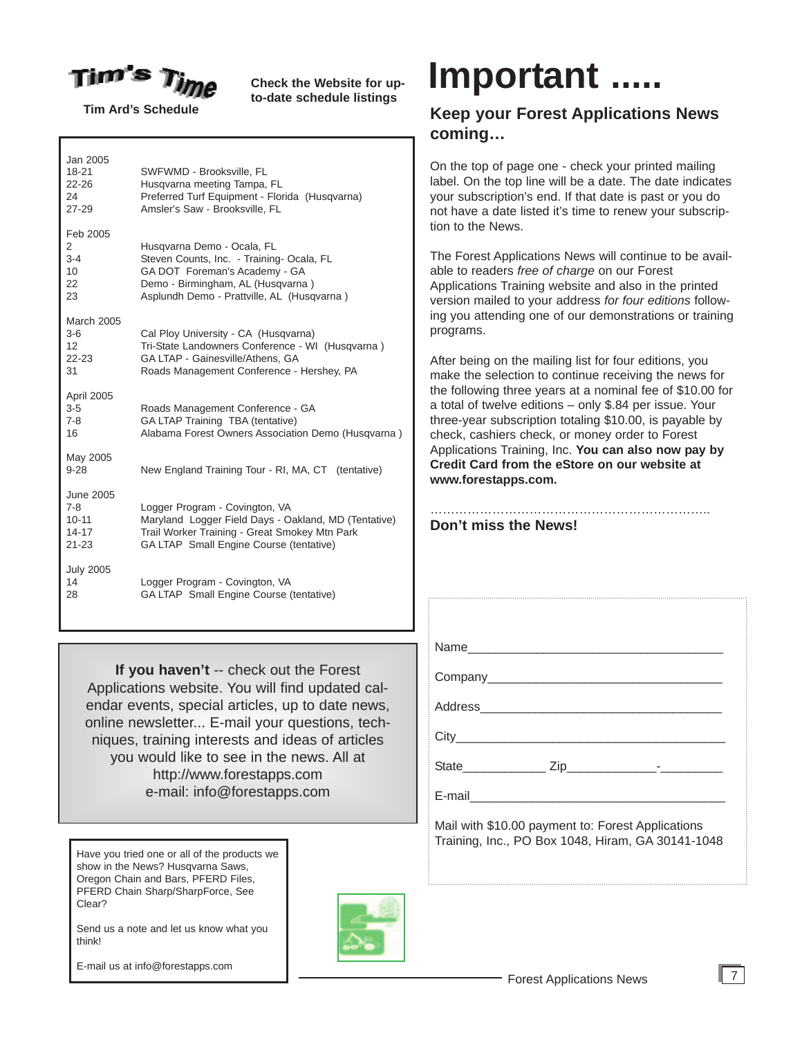# Tim's Time

**Tim Ard's Schedule**

**Check the Website for up-to-date schedule listings**

| Date | Event |
|---|---|
| **Jan 2005** | |
| 18-21 | SWFWMD - Brooksville, FL |
| 22-26 | Husqvarna meeting Tampa, FL |
| 24 | Preferred Turf Equipment - Florida (Husqvarna) |
| 27-29 | Amsler's Saw - Brooksville, FL |
| **Feb 2005** | |
| 2 | Husqvarna Demo - Ocala, FL |
| 3-4 | Steven Counts, Inc. - Training- Ocala, FL |
| 10 | GA DOT Foreman's Academy - GA |
| 22 | Demo - Birmingham, AL (Husqvarna ) |
| 23 | Asplundh Demo - Prattville, AL (Husqvarna ) |
| **March 2005** | |
| 3-6 | Cal Ploy University - CA (Husqvarna) |
| 12 | Tri-State Landowners Conference - WI (Husqvarna ) |
| 22-23 | GA LTAP - Gainesville/Athens, GA |
| 31 | Roads Management Conference - Hershey, PA |
| **April 2005** | |
| 3-5 | Roads Management Conference - GA |
| 7-8 | GA LTAP Training TBA (tentative) |
| 16 | Alabama Forest Owners Association Demo (Husqvarna ) |
| **May 2005** | |
| 9-28 | New England Training Tour - RI, MA, CT (tentative) |
| **June 2005** | |
| 7-8 | Logger Program - Covington, VA |
| 10-11 | Maryland Logger Field Days - Oakland, MD (Tentative) |
| 14-17 | Trail Worker Training - Great Smokey Mtn Park |
| 21-23 | GA LTAP Small Engine Course (tentative) |
| **July 2005** | |
| 14 | Logger Program - Covington, VA |
| 28 | GA LTAP Small Engine Course (tentative) |

**If you haven't** -- check out the Forest Applications website. You will find updated calendar events, special articles, up to date news, online newsletter... E-mail your questions, techniques, training interests and ideas of articles you would like to see in the news. All at http://www.forestapps.com e-mail: info@forestapps.com

Have you tried one or all of the products we show in the News? Husqvarna Saws, Oregon Chain and Bars, PFERD Files, PFERD Chain Sharp/SharpForce, See Clear?

Send us a note and let us know what you think!

E-mail us at info@forestapps.com

# Important .....

## Keep your Forest Applications News coming…

On the top of page one - check your printed mailing label. On the top line will be a date. The date indicates your subscription's end. If that date is past or you do not have a date listed it's time to renew your subscription to the News.

The Forest Applications News will continue to be available to readers *free of charge* on our Forest Applications Training website and also in the printed version mailed to your address *for four editions* following you attending one of our demonstrations or training programs.

After being on the mailing list for four editions, you make the selection to continue receiving the news for the following three years at a nominal fee of $10.00 for a total of twelve editions – only $.84 per issue. Your three-year subscription totaling $10.00, is payable by check, cashiers check, or money order to Forest Applications Training, Inc. **You can also now pay by Credit Card from the eStore on our website at www.forestapps.com.**

……………………………………………………………..

**Don't miss the News!**

Name_____________________________________

Company__________________________________

Address___________________________________

City______________________________________

State____________ Zip_____________-_________

E-mail_____________________________________

Mail with $10.00 payment to: Forest Applications Training, Inc., PO Box 1048, Hiram, GA 30141-1048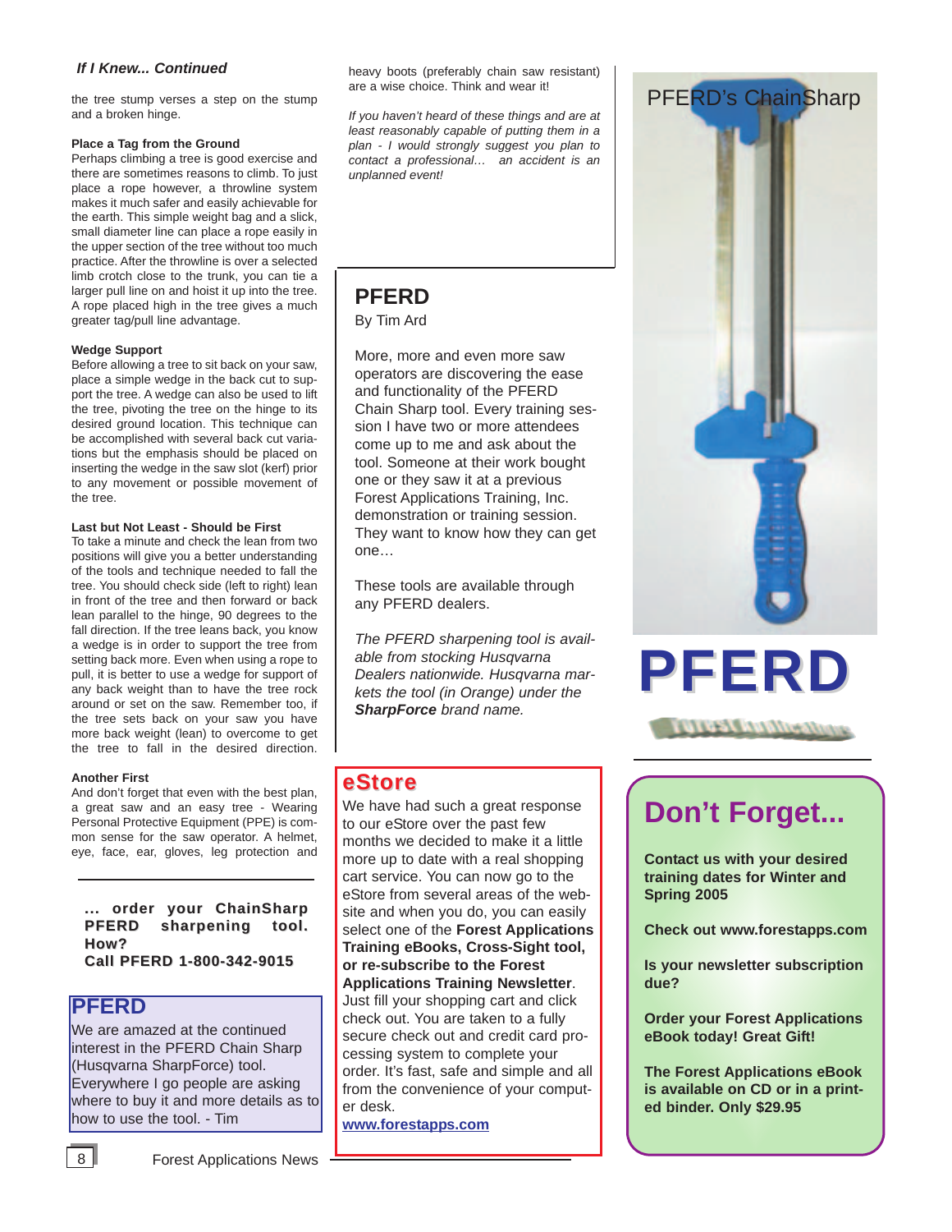### *If I Knew... Continued*

the tree stump verses a step on the stump and a broken hinge.

**Place a Tag from the Ground**

Perhaps climbing a tree is good exercise and there are sometimes reasons to climb. To just place a rope however, a throwline system makes it much safer and easily achievable for the earth. This simple weight bag and a slick, small diameter line can place a rope easily in the upper section of the tree without too much practice. After the throwline is over a selected limb crotch close to the trunk, you can tie a larger pull line on and hoist it up into the tree. A rope placed high in the tree gives a much greater tag/pull line advantage.

**Wedge Support**

Before allowing a tree to sit back on your saw, place a simple wedge in the back cut to support the tree. A wedge can also be used to lift the tree, pivoting the tree on the hinge to its desired ground location. This technique can be accomplished with several back cut variations but the emphasis should be placed on inserting the wedge in the saw slot (kerf) prior to any movement or possible movement of the tree.

**Last but Not Least - Should be First**

To take a minute and check the lean from two positions will give you a better understanding of the tools and technique needed to fall the tree. You should check side (left to right) lean in front of the tree and then forward or back lean parallel to the hinge, 90 degrees to the fall direction. If the tree leans back, you know a wedge is in order to support the tree from setting back more. Even when using a rope to pull, it is better to use a wedge for support of any back weight than to have the tree rock around or set on the saw. Remember too, if the tree sets back on your saw you have more back weight (lean) to overcome to get the tree to fall in the desired direction.

**Another First**

And don't forget that even with the best plan, a great saw and an easy tree - Wearing Personal Protective Equipment (PPE) is common sense for the saw operator. A helmet, eye, face, ear, gloves, leg protection and heavy boots (preferably chain saw resistant) are a wise choice. Think and wear it!

*If you haven't heard of these things and are at least reasonably capable of putting them in a plan - I would strongly suggest you plan to contact a professional… an accident is an unplanned event!*

**… order your ChainSharp PFERD sharpening tool. How? Call PFERD 1-800-342-9015**

## PFERD

We are amazed at the continued interest in the PFERD Chain Sharp (Husqvarna SharpForce) tool. Everywhere I go people are asking where to buy it and more details as to how to use the tool. - Tim

## PFERD

By Tim Ard

More, more and even more saw operators are discovering the ease and functionality of the PFERD Chain Sharp tool. Every training session I have two or more attendees come up to me and ask about the tool. Someone at their work bought one or they saw it at a previous Forest Applications Training, Inc. demonstration or training session. They want to know how they can get one…

These tools are available through any PFERD dealers.

*The PFERD sharpening tool is available from stocking Husqvarna Dealers nationwide. Husqvarna markets the tool (in Orange) under the **SharpForce** brand name.*

## eStore

We have had such a great response to our eStore over the past few months we decided to make it a little more up to date with a real shopping cart service. You can now go to the eStore from several areas of the website and when you do, you can easily select one of the **Forest Applications Training eBooks, Cross-Sight tool, or re-subscribe to the Forest Applications Training Newsletter**. Just fill your shopping cart and click check out. You are taken to a fully secure check out and credit card processing system to complete your order. It's fast, safe and simple and all from the convenience of your computer desk.

**www.forestapps.com**

PFERD's ChainSharp

PFERD

## Don't Forget...

**Contact us with your desired training dates for Winter and Spring 2005**

**Check out www.forestapps.com**

**Is your newsletter subscription due?**

**Order your Forest Applications eBook today! Great Gift!**

**The Forest Applications eBook is available on CD or in a printed binder. Only $29.95**